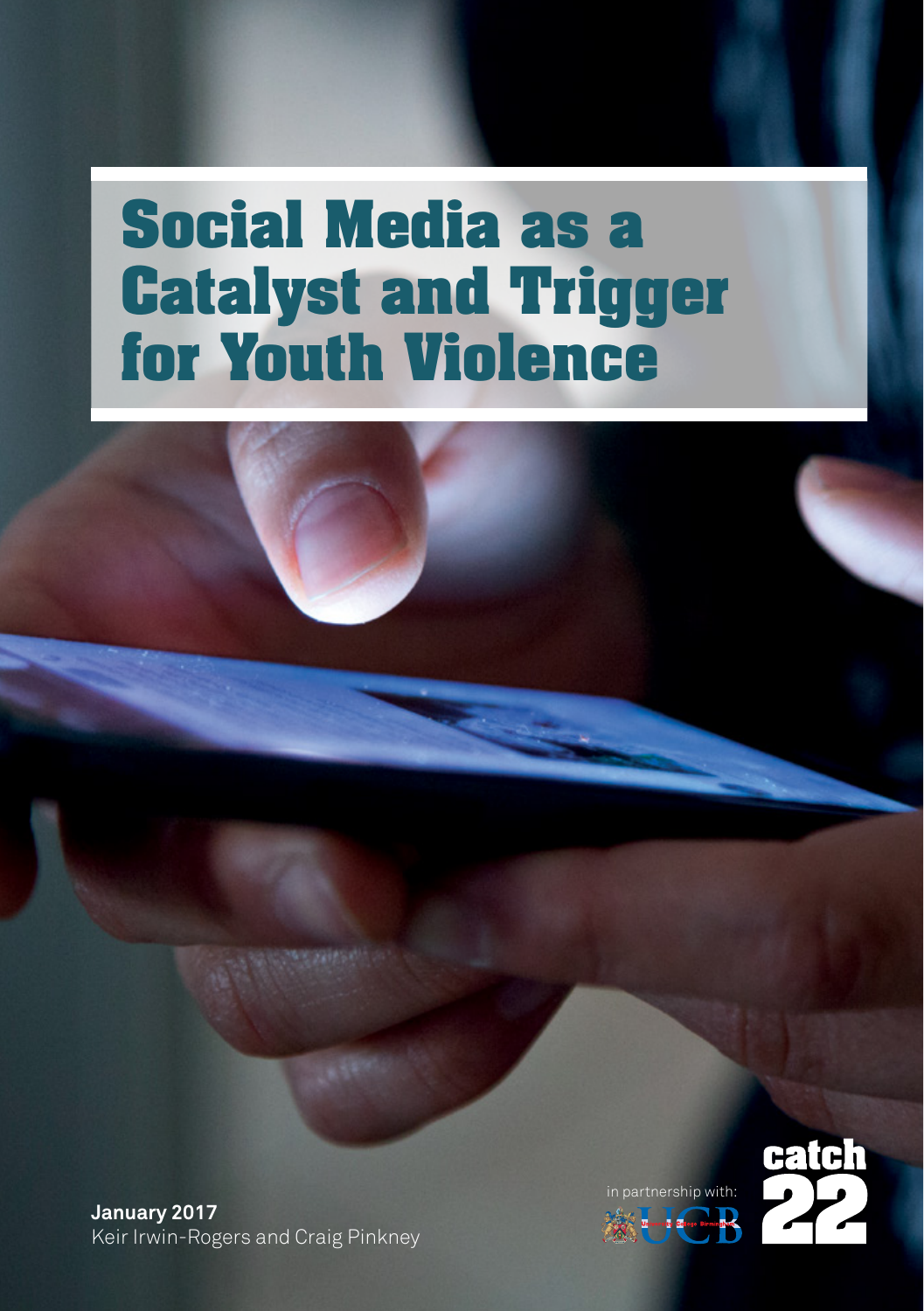# Social Media as a Catalyst and Trigger for Youth Violence

**January 2017**
Keir Irwin-Rogers and Craig Pinkney

in partnership with:

UCB

catch 22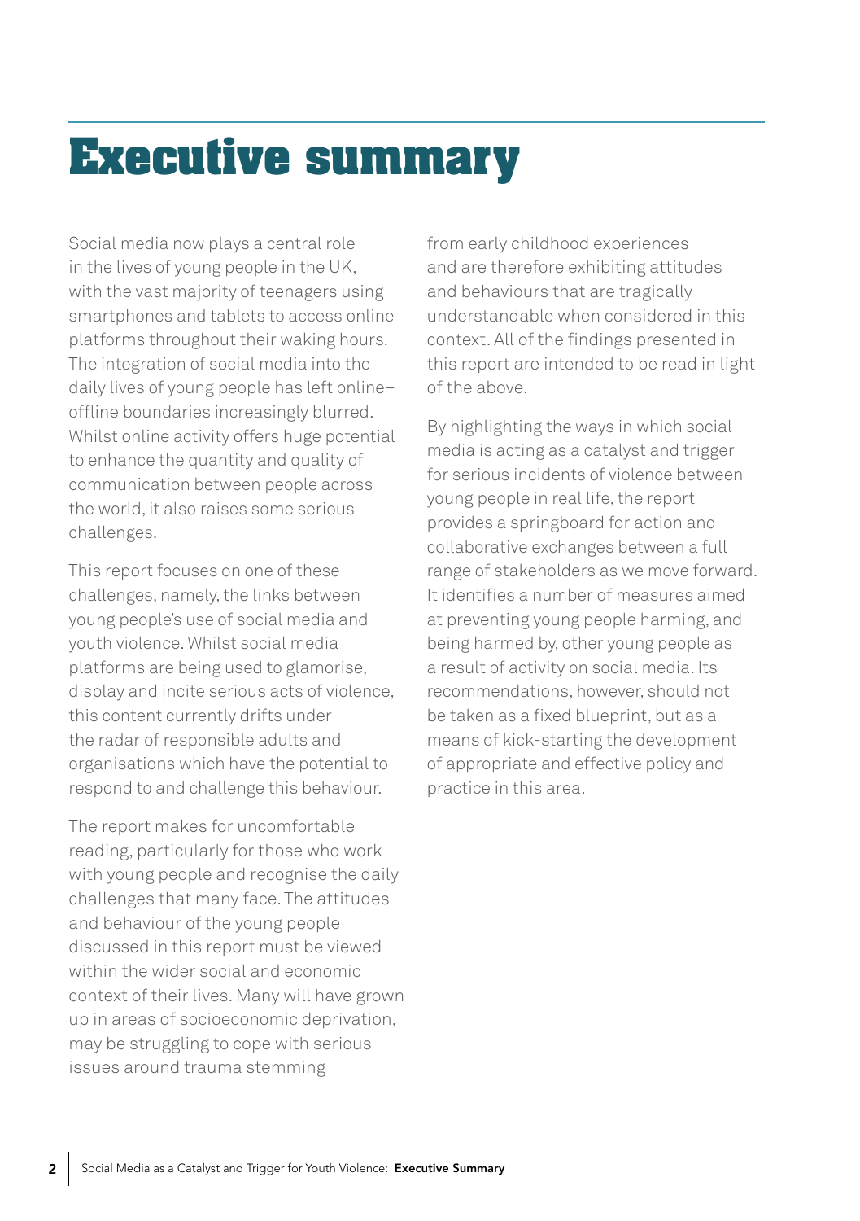# Executive summary

Social media now plays a central role in the lives of young people in the UK, with the vast majority of teenagers using smartphones and tablets to access online platforms throughout their waking hours. The integration of social media into the daily lives of young people has left online–offline boundaries increasingly blurred. Whilst online activity offers huge potential to enhance the quantity and quality of communication between people across the world, it also raises some serious challenges.

This report focuses on one of these challenges, namely, the links between young people's use of social media and youth violence. Whilst social media platforms are being used to glamorise, display and incite serious acts of violence, this content currently drifts under the radar of responsible adults and organisations which have the potential to respond to and challenge this behaviour.

The report makes for uncomfortable reading, particularly for those who work with young people and recognise the daily challenges that many face. The attitudes and behaviour of the young people discussed in this report must be viewed within the wider social and economic context of their lives. Many will have grown up in areas of socioeconomic deprivation, may be struggling to cope with serious issues around trauma stemming from early childhood experiences and are therefore exhibiting attitudes and behaviours that are tragically understandable when considered in this context. All of the findings presented in this report are intended to be read in light of the above.

By highlighting the ways in which social media is acting as a catalyst and trigger for serious incidents of violence between young people in real life, the report provides a springboard for action and collaborative exchanges between a full range of stakeholders as we move forward. It identifies a number of measures aimed at preventing young people harming, and being harmed by, other young people as a result of activity on social media. Its recommendations, however, should not be taken as a fixed blueprint, but as a means of kick-starting the development of appropriate and effective policy and practice in this area.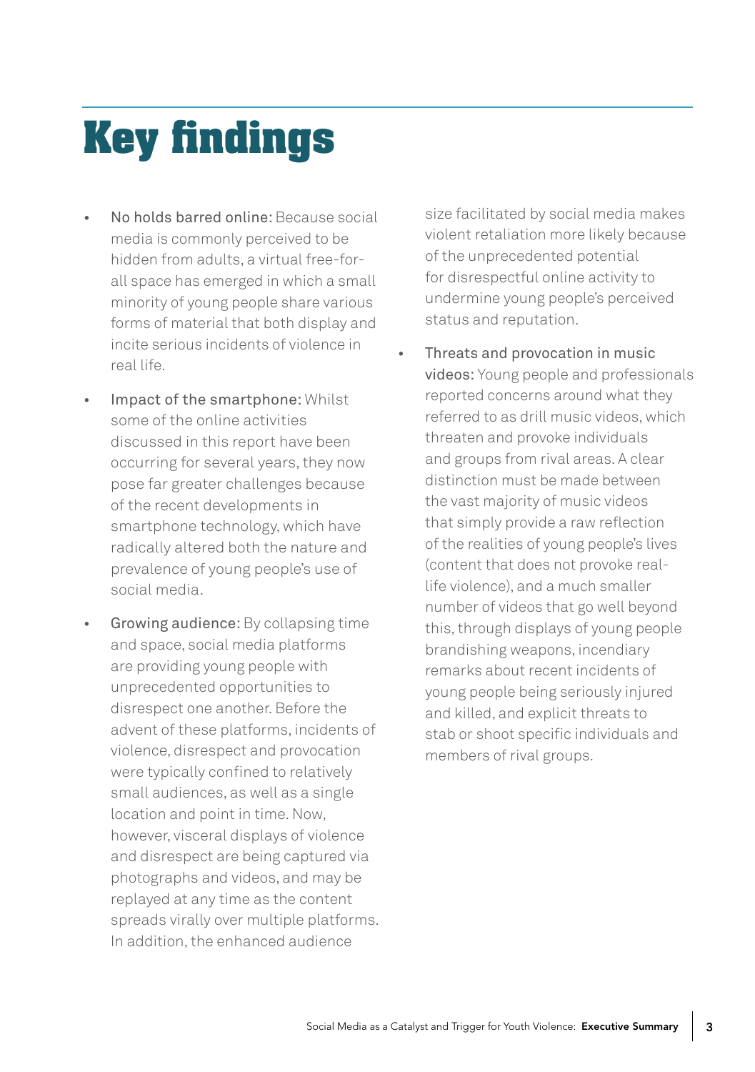# Key findings

- No holds barred online: Because social media is commonly perceived to be hidden from adults, a virtual free-for-all space has emerged in which a small minority of young people share various forms of material that both display and incite serious incidents of violence in real life.

- Impact of the smartphone: Whilst some of the online activities discussed in this report have been occurring for several years, they now pose far greater challenges because of the recent developments in smartphone technology, which have radically altered both the nature and prevalence of young people's use of social media.

- Growing audience: By collapsing time and space, social media platforms are providing young people with unprecedented opportunities to disrespect one another. Before the advent of these platforms, incidents of violence, disrespect and provocation were typically confined to relatively small audiences, as well as a single location and point in time. Now, however, visceral displays of violence and disrespect are being captured via photographs and videos, and may be replayed at any time as the content spreads virally over multiple platforms. In addition, the enhanced audience size facilitated by social media makes violent retaliation more likely because of the unprecedented potential for disrespectful online activity to undermine young people's perceived status and reputation.

- Threats and provocation in music videos: Young people and professionals reported concerns around what they referred to as drill music videos, which threaten and provoke individuals and groups from rival areas. A clear distinction must be made between the vast majority of music videos that simply provide a raw reflection of the realities of young people's lives (content that does not provoke real-life violence), and a much smaller number of videos that go well beyond this, through displays of young people brandishing weapons, incendiary remarks about recent incidents of young people being seriously injured and killed, and explicit threats to stab or shoot specific individuals and members of rival groups.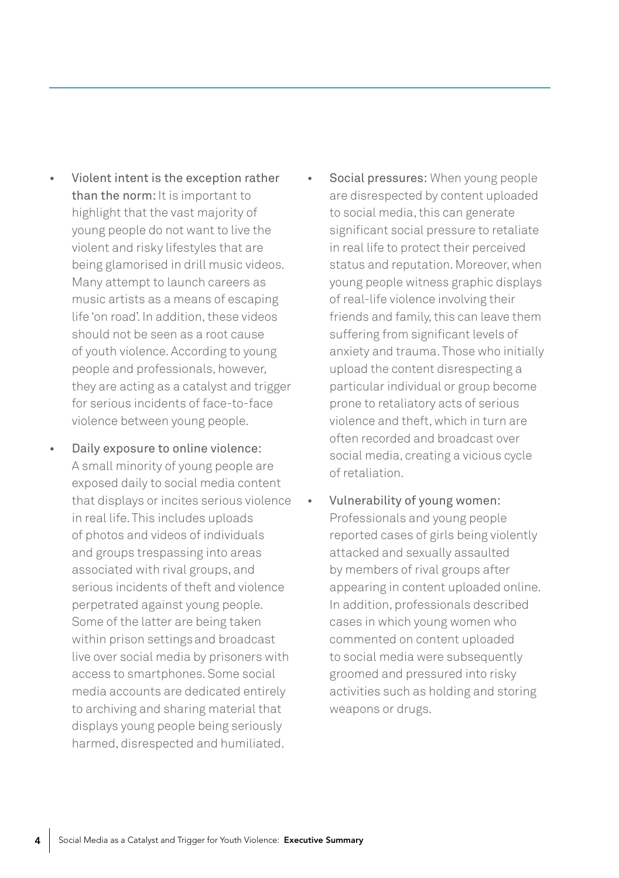- Violent intent is the exception rather than the norm: It is important to highlight that the vast majority of young people do not want to live the violent and risky lifestyles that are being glamorised in drill music videos. Many attempt to launch careers as music artists as a means of escaping life 'on road'. In addition, these videos should not be seen as a root cause of youth violence. According to young people and professionals, however, they are acting as a catalyst and trigger for serious incidents of face-to-face violence between young people.

- Daily exposure to online violence: A small minority of young people are exposed daily to social media content that displays or incites serious violence in real life. This includes uploads of photos and videos of individuals and groups trespassing into areas associated with rival groups, and serious incidents of theft and violence perpetrated against young people. Some of the latter are being taken within prison settings and broadcast live over social media by prisoners with access to smartphones. Some social media accounts are dedicated entirely to archiving and sharing material that displays young people being seriously harmed, disrespected and humiliated.

- Social pressures: When young people are disrespected by content uploaded to social media, this can generate significant social pressure to retaliate in real life to protect their perceived status and reputation. Moreover, when young people witness graphic displays of real-life violence involving their friends and family, this can leave them suffering from significant levels of anxiety and trauma. Those who initially upload the content disrespecting a particular individual or group become prone to retaliatory acts of serious violence and theft, which in turn are often recorded and broadcast over social media, creating a vicious cycle of retaliation.

- Vulnerability of young women: Professionals and young people reported cases of girls being violently attacked and sexually assaulted by members of rival groups after appearing in content uploaded online. In addition, professionals described cases in which young women who commented on content uploaded to social media were subsequently groomed and pressured into risky activities such as holding and storing weapons or drugs.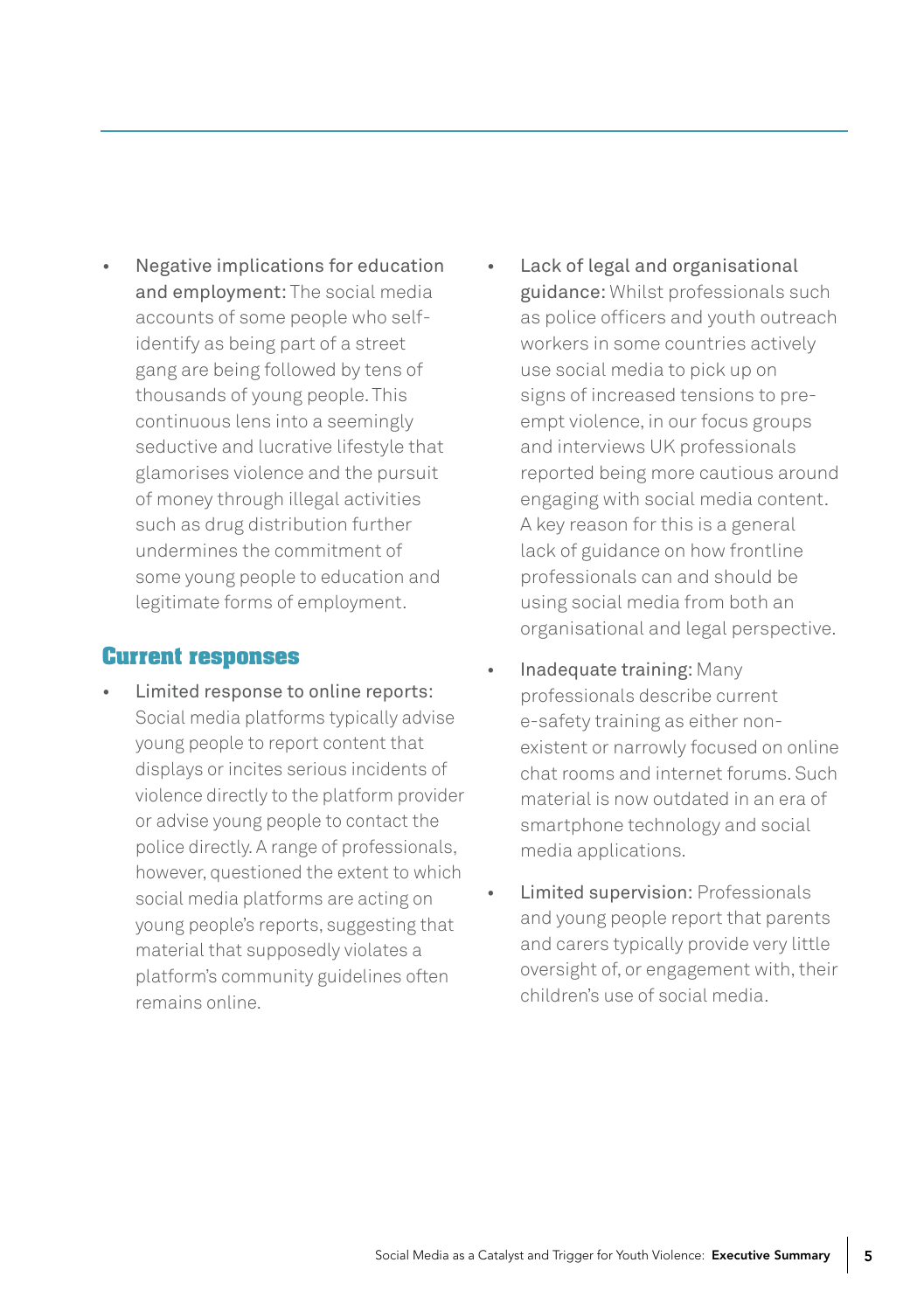- Negative implications for education and employment: The social media accounts of some people who self-identify as being part of a street gang are being followed by tens of thousands of young people. This continuous lens into a seemingly seductive and lucrative lifestyle that glamorises violence and the pursuit of money through illegal activities such as drug distribution further undermines the commitment of some young people to education and legitimate forms of employment.

## Current responses

- Limited response to online reports: Social media platforms typically advise young people to report content that displays or incites serious incidents of violence directly to the platform provider or advise young people to contact the police directly. A range of professionals, however, questioned the extent to which social media platforms are acting on young people's reports, suggesting that material that supposedly violates a platform's community guidelines often remains online.
- Lack of legal and organisational guidance: Whilst professionals such as police officers and youth outreach workers in some countries actively use social media to pick up on signs of increased tensions to pre-empt violence, in our focus groups and interviews UK professionals reported being more cautious around engaging with social media content. A key reason for this is a general lack of guidance on how frontline professionals can and should be using social media from both an organisational and legal perspective.
- Inadequate training: Many professionals describe current e-safety training as either non-existent or narrowly focused on online chat rooms and internet forums. Such material is now outdated in an era of smartphone technology and social media applications.
- Limited supervision: Professionals and young people report that parents and carers typically provide very little oversight of, or engagement with, their children's use of social media.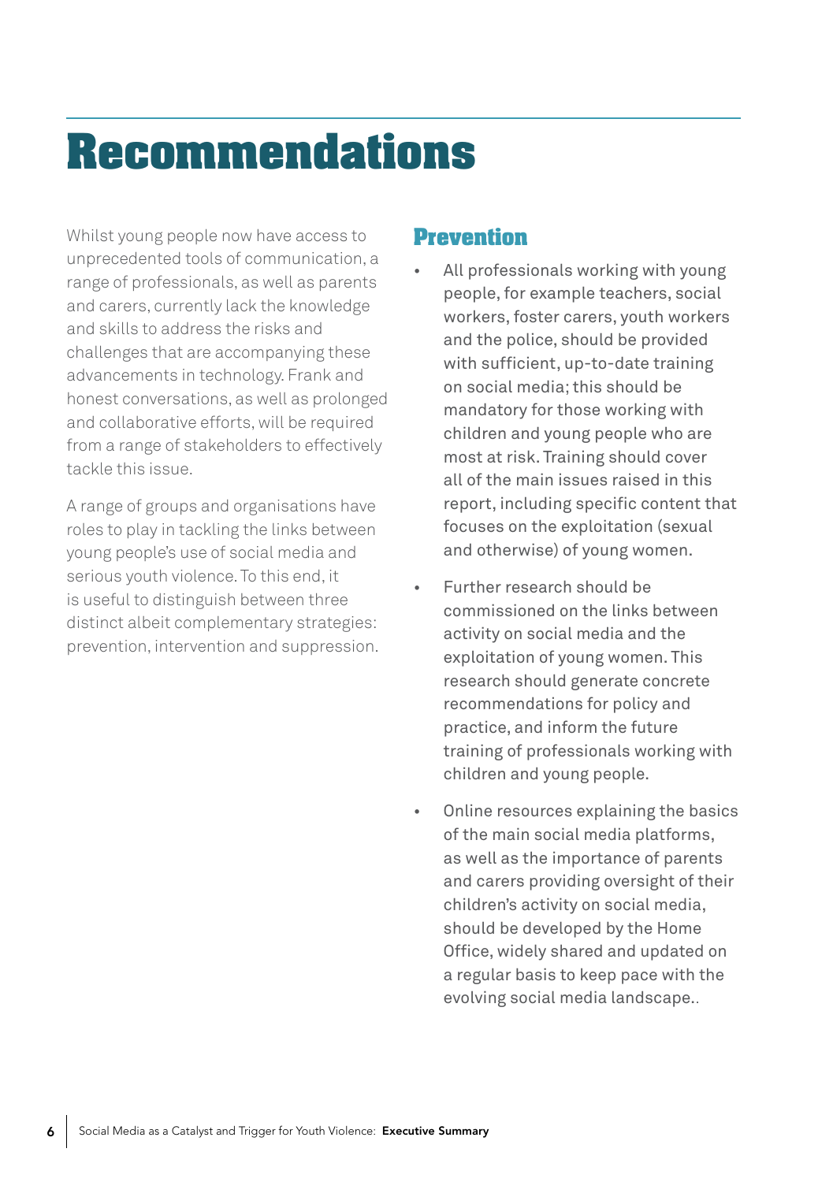# Recommendations

Whilst young people now have access to unprecedented tools of communication, a range of professionals, as well as parents and carers, currently lack the knowledge and skills to address the risks and challenges that are accompanying these advancements in technology. Frank and honest conversations, as well as prolonged and collaborative efforts, will be required from a range of stakeholders to effectively tackle this issue.

A range of groups and organisations have roles to play in tackling the links between young people's use of social media and serious youth violence. To this end, it is useful to distinguish between three distinct albeit complementary strategies: prevention, intervention and suppression.

## Prevention

- All professionals working with young people, for example teachers, social workers, foster carers, youth workers and the police, should be provided with sufficient, up-to-date training on social media; this should be mandatory for those working with children and young people who are most at risk. Training should cover all of the main issues raised in this report, including specific content that focuses on the exploitation (sexual and otherwise) of young women.
- Further research should be commissioned on the links between activity on social media and the exploitation of young women. This research should generate concrete recommendations for policy and practice, and inform the future training of professionals working with children and young people.
- Online resources explaining the basics of the main social media platforms, as well as the importance of parents and carers providing oversight of their children's activity on social media, should be developed by the Home Office, widely shared and updated on a regular basis to keep pace with the evolving social media landscape..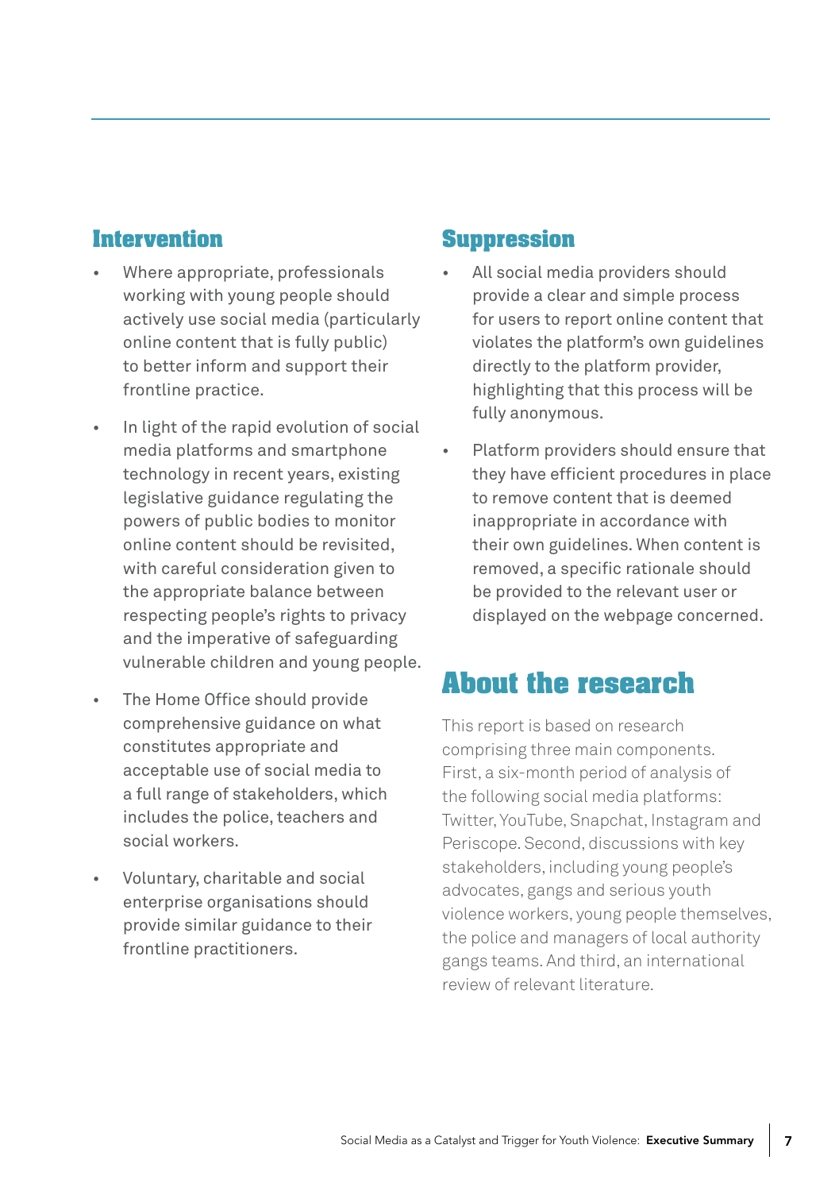## Intervention

- Where appropriate, professionals working with young people should actively use social media (particularly online content that is fully public) to better inform and support their frontline practice.
- In light of the rapid evolution of social media platforms and smartphone technology in recent years, existing legislative guidance regulating the powers of public bodies to monitor online content should be revisited, with careful consideration given to the appropriate balance between respecting people's rights to privacy and the imperative of safeguarding vulnerable children and young people.
- The Home Office should provide comprehensive guidance on what constitutes appropriate and acceptable use of social media to a full range of stakeholders, which includes the police, teachers and social workers.
- Voluntary, charitable and social enterprise organisations should provide similar guidance to their frontline practitioners.

## Suppression

- All social media providers should provide a clear and simple process for users to report online content that violates the platform's own guidelines directly to the platform provider, highlighting that this process will be fully anonymous.
- Platform providers should ensure that they have efficient procedures in place to remove content that is deemed inappropriate in accordance with their own guidelines. When content is removed, a specific rationale should be provided to the relevant user or displayed on the webpage concerned.

# About the research

This report is based on research comprising three main components. First, a six-month period of analysis of the following social media platforms: Twitter, YouTube, Snapchat, Instagram and Periscope. Second, discussions with key stakeholders, including young people's advocates, gangs and serious youth violence workers, young people themselves, the police and managers of local authority gangs teams. And third, an international review of relevant literature.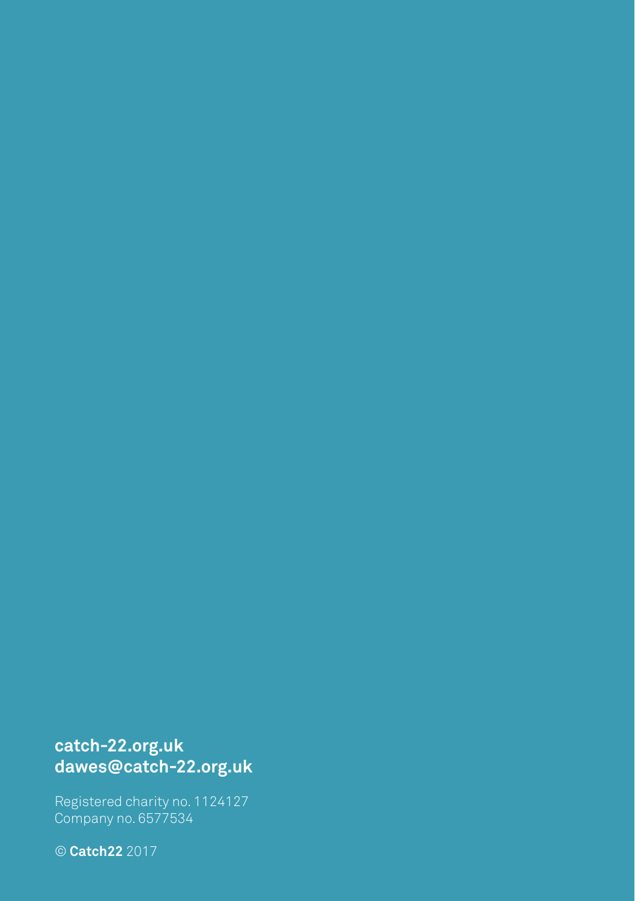**catch-22.org.uk**
**dawes@catch-22.org.uk**

Registered charity no. 1124127
Company no. 6577534

© **Catch22** 2017